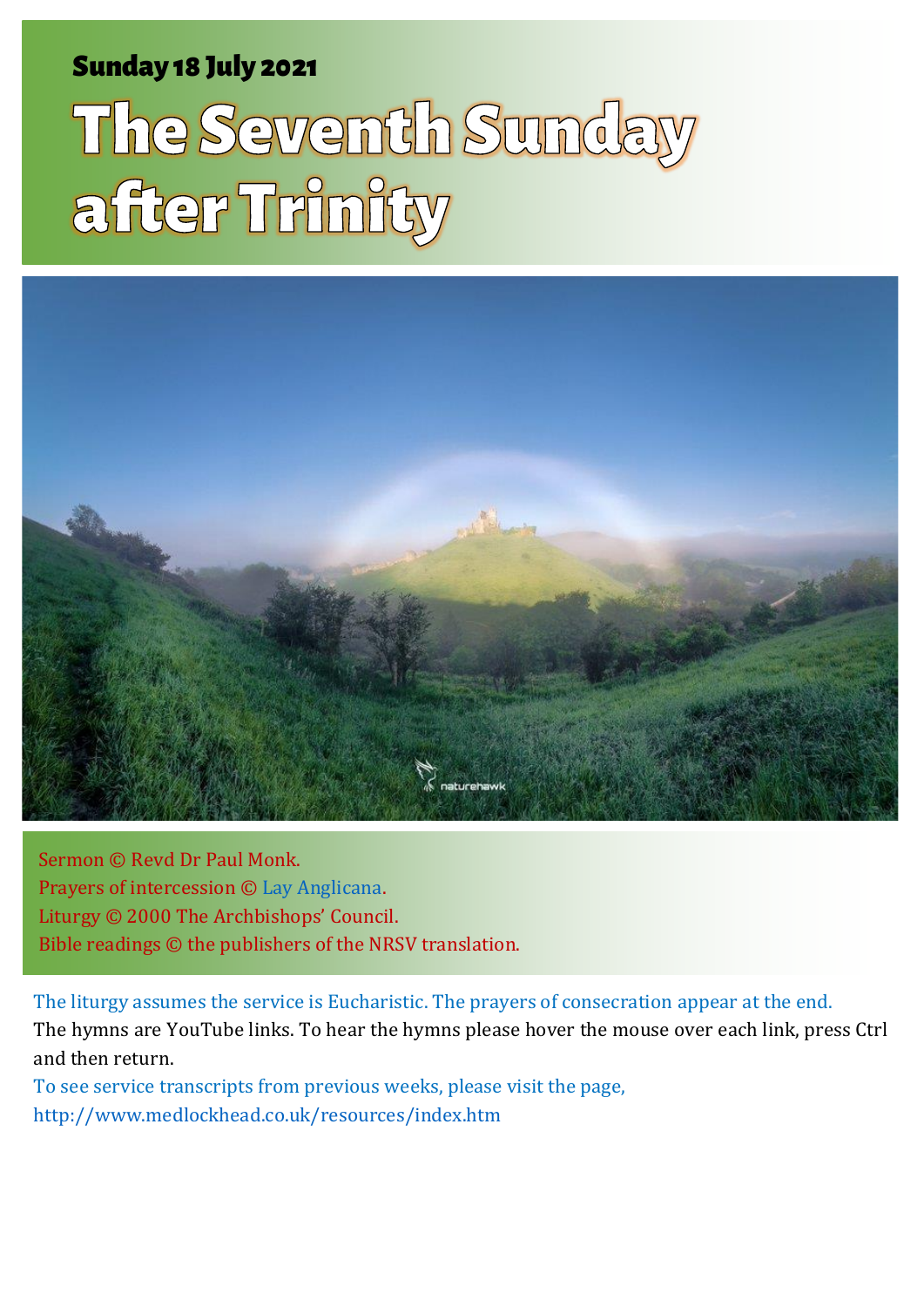**Sunday 18 July 2021**

# The Seventh Sunday after Trinity

Sermon © Revd Dr Paul Monk.
Prayers of intercession © Lay Anglicana.
Liturgy © 2000 The Archbishops' Council.
Bible readings © the publishers of the NRSV translation.

The liturgy assumes the service is Eucharistic. The prayers of consecration appear at the end.
The hymns are YouTube links. To hear the hymns please hover the mouse over each link, press Ctrl and then return.
To see service transcripts from previous weeks, please visit the page,
http://www.medlockhead.co.uk/resources/index.htm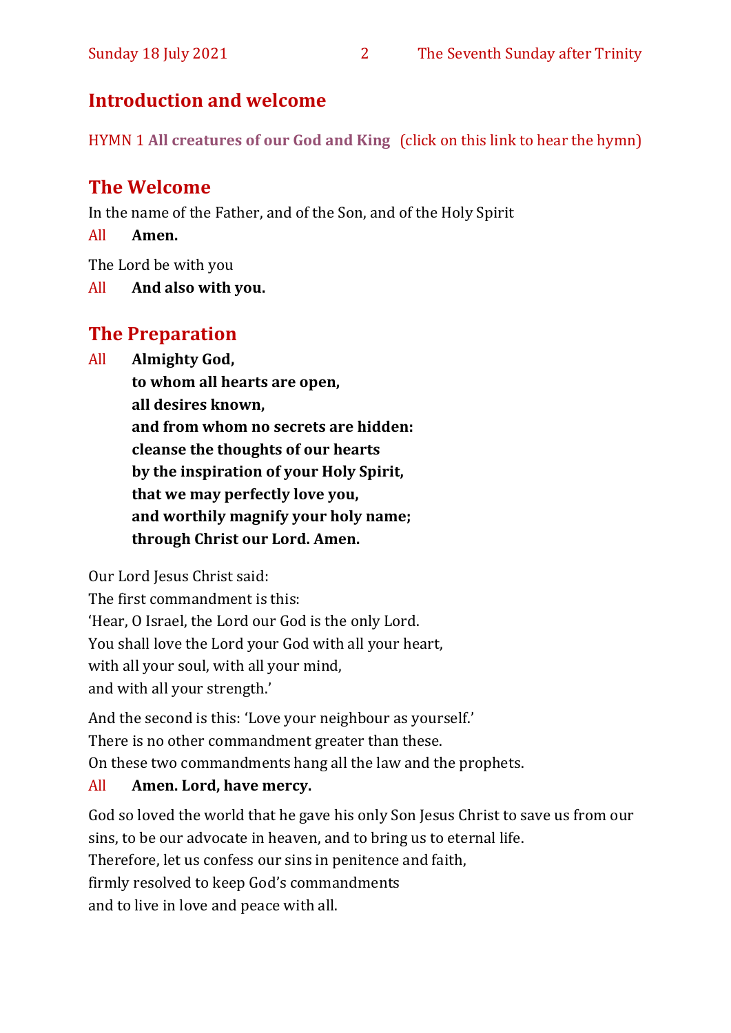## Introduction and welcome

HYMN 1 **All creatures of our God and King** (click on this link to hear the hymn)

## The Welcome

In the name of the Father, and of the Son, and of the Holy Spirit

All **Amen.**

The Lord be with you

All **And also with you.**

## The Preparation

All **Almighty God,**
**to whom all hearts are open,**
**all desires known,**
**and from whom no secrets are hidden:**
**cleanse the thoughts of our hearts**
**by the inspiration of your Holy Spirit,**
**that we may perfectly love you,**
**and worthily magnify your holy name;**
**through Christ our Lord. Amen.**

Our Lord Jesus Christ said:
The first commandment is this:
'Hear, O Israel, the Lord our God is the only Lord.
You shall love the Lord your God with all your heart,
with all your soul, with all your mind,
and with all your strength.'

And the second is this: 'Love your neighbour as yourself.'
There is no other commandment greater than these.
On these two commandments hang all the law and the prophets.

All **Amen. Lord, have mercy.**

God so loved the world that he gave his only Son Jesus Christ to save us from our sins, to be our advocate in heaven, and to bring us to eternal life.
Therefore, let us confess our sins in penitence and faith,
firmly resolved to keep God's commandments
and to live in love and peace with all.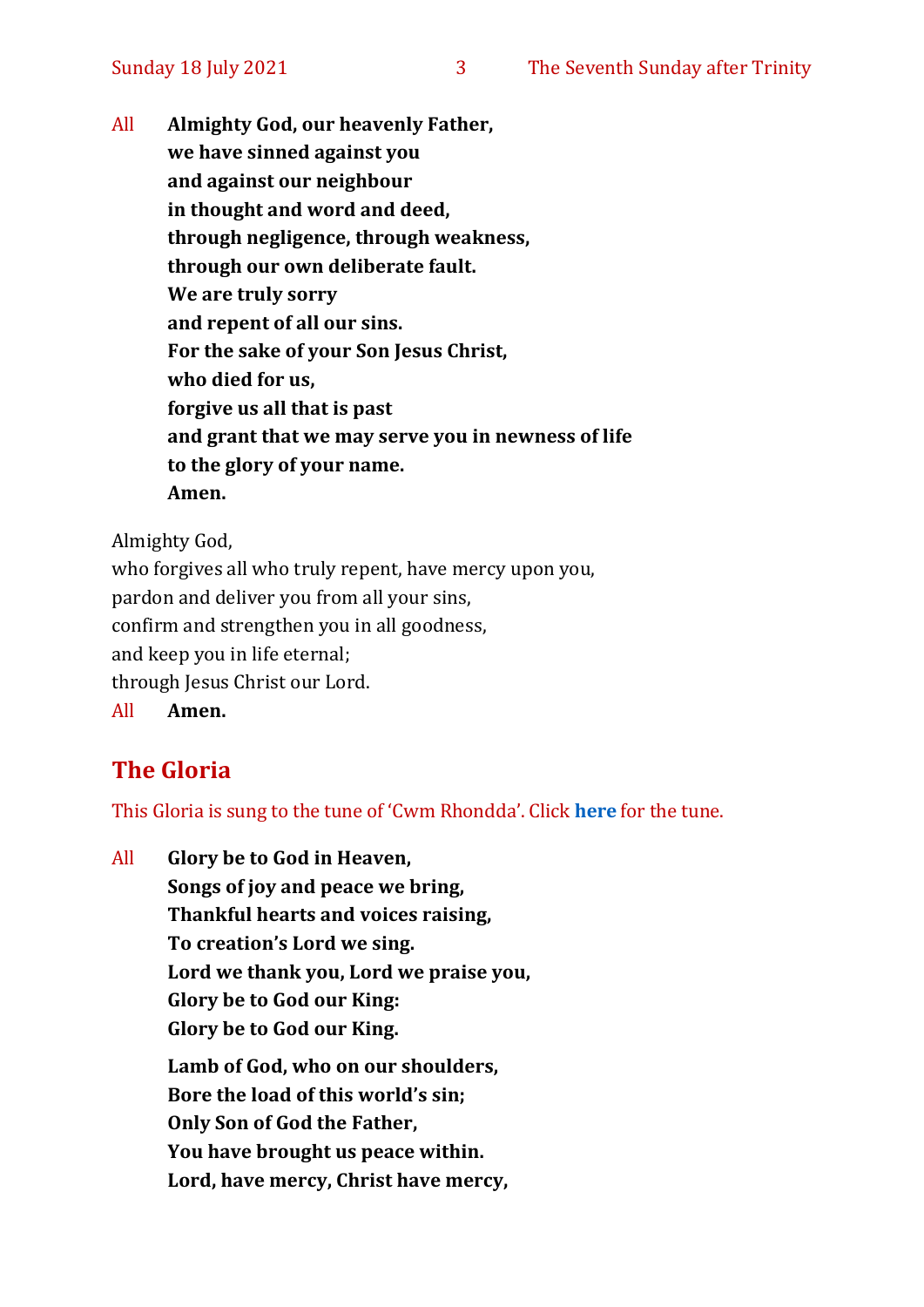All **Almighty God, our heavenly Father,**
**we have sinned against you**
**and against our neighbour**
**in thought and word and deed,**
**through negligence, through weakness,**
**through our own deliberate fault.**
**We are truly sorry**
**and repent of all our sins.**
**For the sake of your Son Jesus Christ,**
**who died for us,**
**forgive us all that is past**
**and grant that we may serve you in newness of life**
**to the glory of your name.**
**Amen.**

Almighty God,
who forgives all who truly repent, have mercy upon you,
pardon and deliver you from all your sins,
confirm and strengthen you in all goodness,
and keep you in life eternal;
through Jesus Christ our Lord.

All **Amen.**

## The Gloria

This Gloria is sung to the tune of 'Cwm Rhondda'. Click **here** for the tune.

All **Glory be to God in Heaven,**
**Songs of joy and peace we bring,**
**Thankful hearts and voices raising,**
**To creation's Lord we sing.**
**Lord we thank you, Lord we praise you,**
**Glory be to God our King:**
**Glory be to God our King.**

**Lamb of God, who on our shoulders,**
**Bore the load of this world's sin;**
**Only Son of God the Father,**
**You have brought us peace within.**
**Lord, have mercy, Christ have mercy,**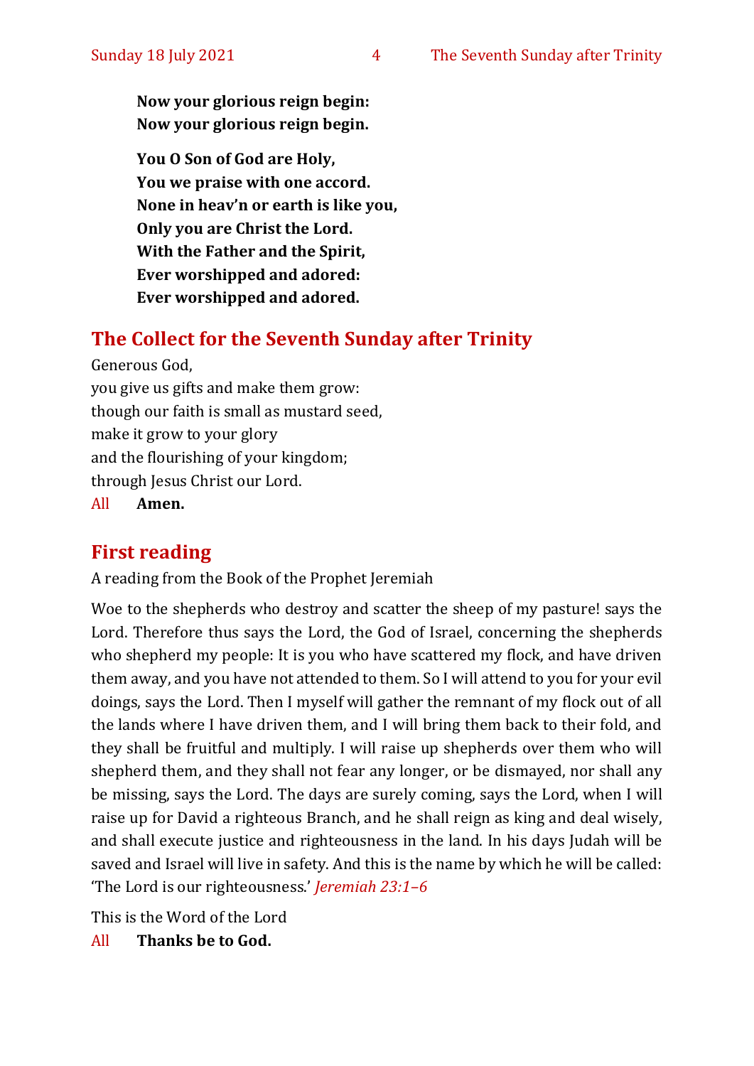**Now your glorious reign begin:**
**Now your glorious reign begin.**

**You O Son of God are Holy,**
**You we praise with one accord.**
**None in heav'n or earth is like you,**
**Only you are Christ the Lord.**
**With the Father and the Spirit,**
**Ever worshipped and adored:**
**Ever worshipped and adored.**

## The Collect for the Seventh Sunday after Trinity

Generous God,
you give us gifts and make them grow:
though our faith is small as mustard seed,
make it grow to your glory
and the flourishing of your kingdom;
through Jesus Christ our Lord.

All **Amen.**

## First reading

A reading from the Book of the Prophet Jeremiah

Woe to the shepherds who destroy and scatter the sheep of my pasture! says the Lord. Therefore thus says the Lord, the God of Israel, concerning the shepherds who shepherd my people: It is you who have scattered my flock, and have driven them away, and you have not attended to them. So I will attend to you for your evil doings, says the Lord. Then I myself will gather the remnant of my flock out of all the lands where I have driven them, and I will bring them back to their fold, and they shall be fruitful and multiply. I will raise up shepherds over them who will shepherd them, and they shall not fear any longer, or be dismayed, nor shall any be missing, says the Lord. The days are surely coming, says the Lord, when I will raise up for David a righteous Branch, and he shall reign as king and deal wisely, and shall execute justice and righteousness in the land. In his days Judah will be saved and Israel will live in safety. And this is the name by which he will be called: 'The Lord is our righteousness.' *Jeremiah 23:1–6*

This is the Word of the Lord

All **Thanks be to God.**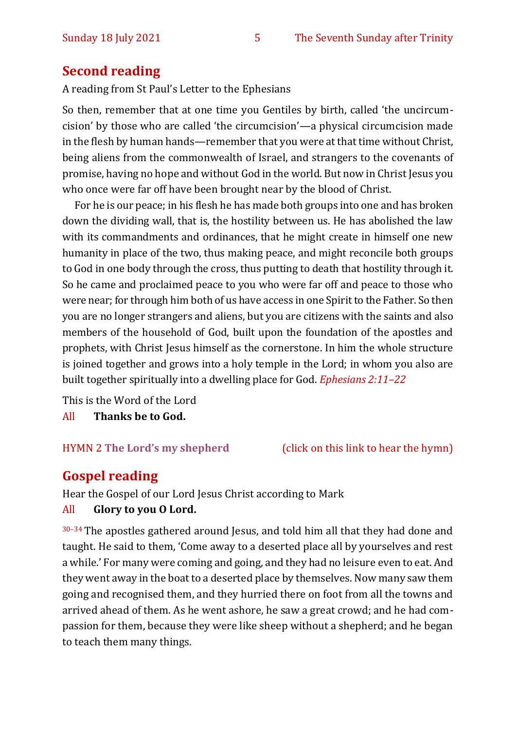## Second reading

A reading from St Paul's Letter to the Ephesians

So then, remember that at one time you Gentiles by birth, called 'the uncircumcision' by those who are called 'the circumcision'—a physical circumcision made in the flesh by human hands—remember that you were at that time without Christ, being aliens from the commonwealth of Israel, and strangers to the covenants of promise, having no hope and without God in the world. But now in Christ Jesus you who once were far off have been brought near by the blood of Christ.

For he is our peace; in his flesh he has made both groups into one and has broken down the dividing wall, that is, the hostility between us. He has abolished the law with its commandments and ordinances, that he might create in himself one new humanity in place of the two, thus making peace, and might reconcile both groups to God in one body through the cross, thus putting to death that hostility through it. So he came and proclaimed peace to you who were far off and peace to those who were near; for through him both of us have access in one Spirit to the Father. So then you are no longer strangers and aliens, but you are citizens with the saints and also members of the household of God, built upon the foundation of the apostles and prophets, with Christ Jesus himself as the cornerstone. In him the whole structure is joined together and grows into a holy temple in the Lord; in whom you also are built together spiritually into a dwelling place for God. *Ephesians 2:11–22*

This is the Word of the Lord

All **Thanks be to God.**

HYMN 2 **The Lord's my shepherd** (click on this link to hear the hymn)

## Gospel reading

Hear the Gospel of our Lord Jesus Christ according to Mark

All **Glory to you O Lord.**

[30–34] The apostles gathered around Jesus, and told him all that they had done and taught. He said to them, 'Come away to a deserted place all by yourselves and rest a while.' For many were coming and going, and they had no leisure even to eat. And they went away in the boat to a deserted place by themselves. Now many saw them going and recognised them, and they hurried there on foot from all the towns and arrived ahead of them. As he went ashore, he saw a great crowd; and he had compassion for them, because they were like sheep without a shepherd; and he began to teach them many things.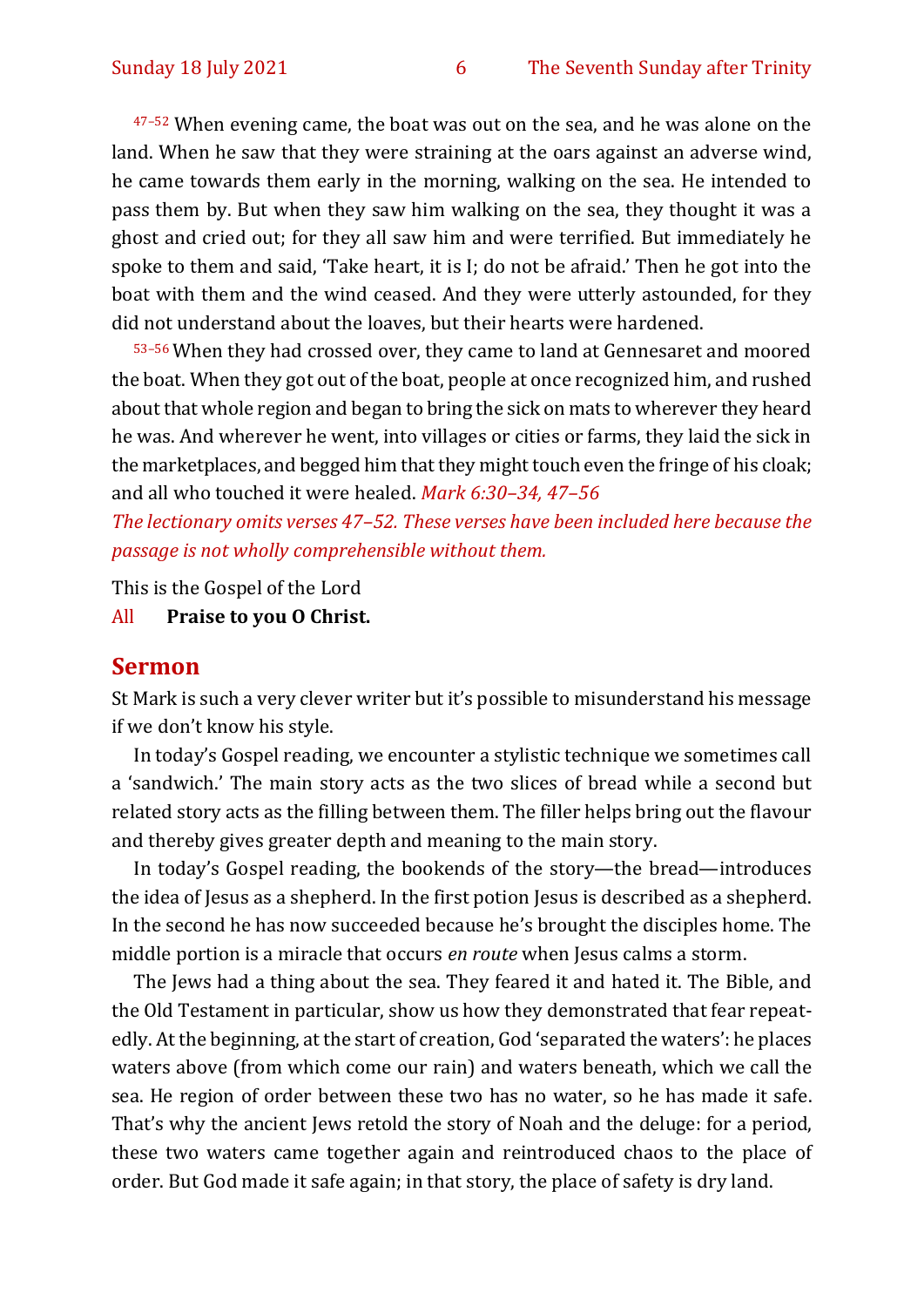[47–52] When evening came, the boat was out on the sea, and he was alone on the land. When he saw that they were straining at the oars against an adverse wind, he came towards them early in the morning, walking on the sea. He intended to pass them by. But when they saw him walking on the sea, they thought it was a ghost and cried out; for they all saw him and were terrified. But immediately he spoke to them and said, 'Take heart, it is I; do not be afraid.' Then he got into the boat with them and the wind ceased. And they were utterly astounded, for they did not understand about the loaves, but their hearts were hardened.

[53–56] When they had crossed over, they came to land at Gennesaret and moored the boat. When they got out of the boat, people at once recognized him, and rushed about that whole region and began to bring the sick on mats to wherever they heard he was. And wherever he went, into villages or cities or farms, they laid the sick in the marketplaces, and begged him that they might touch even the fringe of his cloak; and all who touched it were healed. *Mark 6:30–34, 47–56*

*The lectionary omits verses 47–52. These verses have been included here because the passage is not wholly comprehensible without them.*

This is the Gospel of the Lord

All **Praise to you O Christ.**

## Sermon

St Mark is such a very clever writer but it's possible to misunderstand his message if we don't know his style.

In today's Gospel reading, we encounter a stylistic technique we sometimes call a 'sandwich.' The main story acts as the two slices of bread while a second but related story acts as the filling between them. The filler helps bring out the flavour and thereby gives greater depth and meaning to the main story.

In today's Gospel reading, the bookends of the story—the bread—introduces the idea of Jesus as a shepherd. In the first potion Jesus is described as a shepherd. In the second he has now succeeded because he's brought the disciples home. The middle portion is a miracle that occurs *en route* when Jesus calms a storm.

The Jews had a thing about the sea. They feared it and hated it. The Bible, and the Old Testament in particular, show us how they demonstrated that fear repeatedly. At the beginning, at the start of creation, God 'separated the waters': he places waters above (from which come our rain) and waters beneath, which we call the sea. He region of order between these two has no water, so he has made it safe. That's why the ancient Jews retold the story of Noah and the deluge: for a period, these two waters came together again and reintroduced chaos to the place of order. But God made it safe again; in that story, the place of safety is dry land.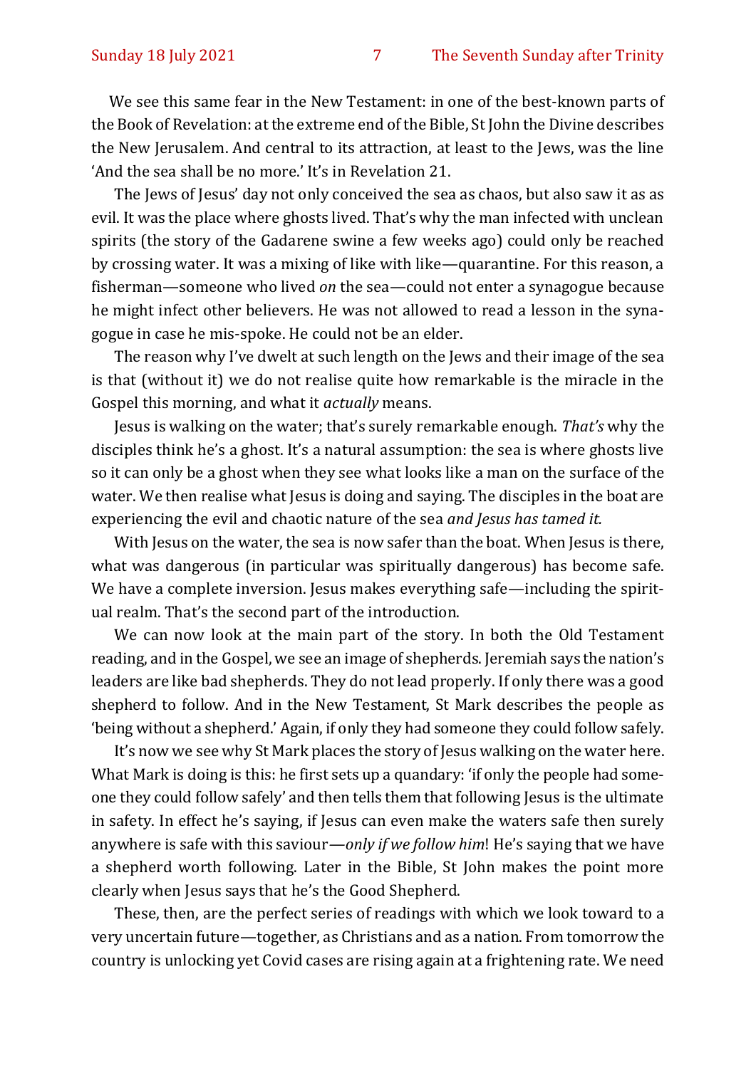We see this same fear in the New Testament: in one of the best-known parts of the Book of Revelation: at the extreme end of the Bible, St John the Divine describes the New Jerusalem. And central to its attraction, at least to the Jews, was the line 'And the sea shall be no more.' It's in Revelation 21.

The Jews of Jesus' day not only conceived the sea as chaos, but also saw it as as evil. It was the place where ghosts lived. That's why the man infected with unclean spirits (the story of the Gadarene swine a few weeks ago) could only be reached by crossing water. It was a mixing of like with like—quarantine. For this reason, a fisherman—someone who lived *on* the sea—could not enter a synagogue because he might infect other believers. He was not allowed to read a lesson in the synagogue in case he mis-spoke. He could not be an elder.

The reason why I've dwelt at such length on the Jews and their image of the sea is that (without it) we do not realise quite how remarkable is the miracle in the Gospel this morning, and what it *actually* means.

Jesus is walking on the water; that's surely remarkable enough. *That's* why the disciples think he's a ghost. It's a natural assumption: the sea is where ghosts live so it can only be a ghost when they see what looks like a man on the surface of the water. We then realise what Jesus is doing and saying. The disciples in the boat are experiencing the evil and chaotic nature of the sea *and Jesus has tamed it.*

With Jesus on the water, the sea is now safer than the boat. When Jesus is there, what was dangerous (in particular was spiritually dangerous) has become safe. We have a complete inversion. Jesus makes everything safe—including the spiritual realm. That's the second part of the introduction.

We can now look at the main part of the story. In both the Old Testament reading, and in the Gospel, we see an image of shepherds. Jeremiah says the nation's leaders are like bad shepherds. They do not lead properly. If only there was a good shepherd to follow. And in the New Testament, St Mark describes the people as 'being without a shepherd.' Again, if only they had someone they could follow safely.

It's now we see why St Mark places the story of Jesus walking on the water here. What Mark is doing is this: he first sets up a quandary: 'if only the people had someone they could follow safely' and then tells them that following Jesus is the ultimate in safety. In effect he's saying, if Jesus can even make the waters safe then surely anywhere is safe with this saviour—*only if we follow him*! He's saying that we have a shepherd worth following. Later in the Bible, St John makes the point more clearly when Jesus says that he's the Good Shepherd.

These, then, are the perfect series of readings with which we look toward to a very uncertain future—together, as Christians and as a nation. From tomorrow the country is unlocking yet Covid cases are rising again at a frightening rate. We need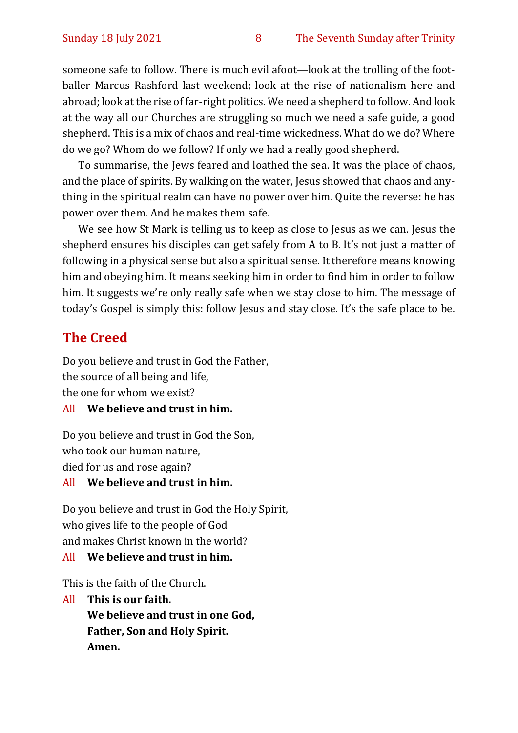someone safe to follow. There is much evil afoot—look at the trolling of the footballer Marcus Rashford last weekend; look at the rise of nationalism here and abroad; look at the rise of far-right politics. We need a shepherd to follow. And look at the way all our Churches are struggling so much we need a safe guide, a good shepherd. This is a mix of chaos and real-time wickedness. What do we do? Where do we go? Whom do we follow? If only we had a really good shepherd.

To summarise, the Jews feared and loathed the sea. It was the place of chaos, and the place of spirits. By walking on the water, Jesus showed that chaos and anything in the spiritual realm can have no power over him. Quite the reverse: he has power over them. And he makes them safe.

We see how St Mark is telling us to keep as close to Jesus as we can. Jesus the shepherd ensures his disciples can get safely from A to B. It's not just a matter of following in a physical sense but also a spiritual sense. It therefore means knowing him and obeying him. It means seeking him in order to find him in order to follow him. It suggests we're only really safe when we stay close to him. The message of today's Gospel is simply this: follow Jesus and stay close. It's the safe place to be.

## The Creed

Do you believe and trust in God the Father,
the source of all being and life,
the one for whom we exist?

All **We believe and trust in him.**

Do you believe and trust in God the Son,
who took our human nature,
died for us and rose again?

All **We believe and trust in him.**

Do you believe and trust in God the Holy Spirit,
who gives life to the people of God
and makes Christ known in the world?

All **We believe and trust in him.**

This is the faith of the Church.

All **This is our faith.**
**We believe and trust in one God,**
**Father, Son and Holy Spirit.**
**Amen.**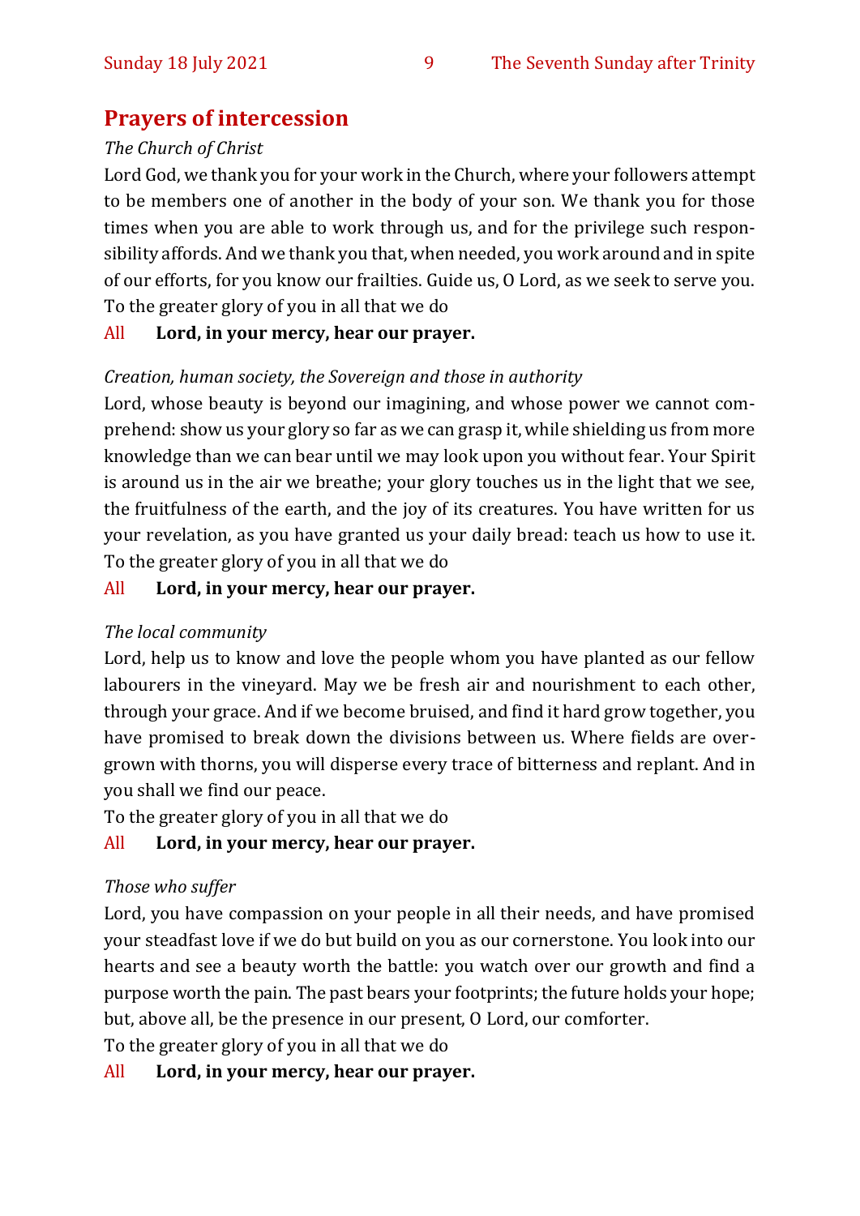## Prayers of intercession

*The Church of Christ*

Lord God, we thank you for your work in the Church, where your followers attempt to be members one of another in the body of your son. We thank you for those times when you are able to work through us, and for the privilege such responsibility affords. And we thank you that, when needed, you work around and in spite of our efforts, for you know our frailties. Guide us, O Lord, as we seek to serve you. To the greater glory of you in all that we do

All **Lord, in your mercy, hear our prayer.**

*Creation, human society, the Sovereign and those in authority*

Lord, whose beauty is beyond our imagining, and whose power we cannot comprehend: show us your glory so far as we can grasp it, while shielding us from more knowledge than we can bear until we may look upon you without fear. Your Spirit is around us in the air we breathe; your glory touches us in the light that we see, the fruitfulness of the earth, and the joy of its creatures. You have written for us your revelation, as you have granted us your daily bread: teach us how to use it. To the greater glory of you in all that we do

All **Lord, in your mercy, hear our prayer.**

*The local community*

Lord, help us to know and love the people whom you have planted as our fellow labourers in the vineyard. May we be fresh air and nourishment to each other, through your grace. And if we become bruised, and find it hard grow together, you have promised to break down the divisions between us. Where fields are overgrown with thorns, you will disperse every trace of bitterness and replant. And in you shall we find our peace.

To the greater glory of you in all that we do

All **Lord, in your mercy, hear our prayer.**

*Those who suffer*

Lord, you have compassion on your people in all their needs, and have promised your steadfast love if we do but build on you as our cornerstone. You look into our hearts and see a beauty worth the battle: you watch over our growth and find a purpose worth the pain. The past bears your footprints; the future holds your hope; but, above all, be the presence in our present, O Lord, our comforter.

To the greater glory of you in all that we do

All **Lord, in your mercy, hear our prayer.**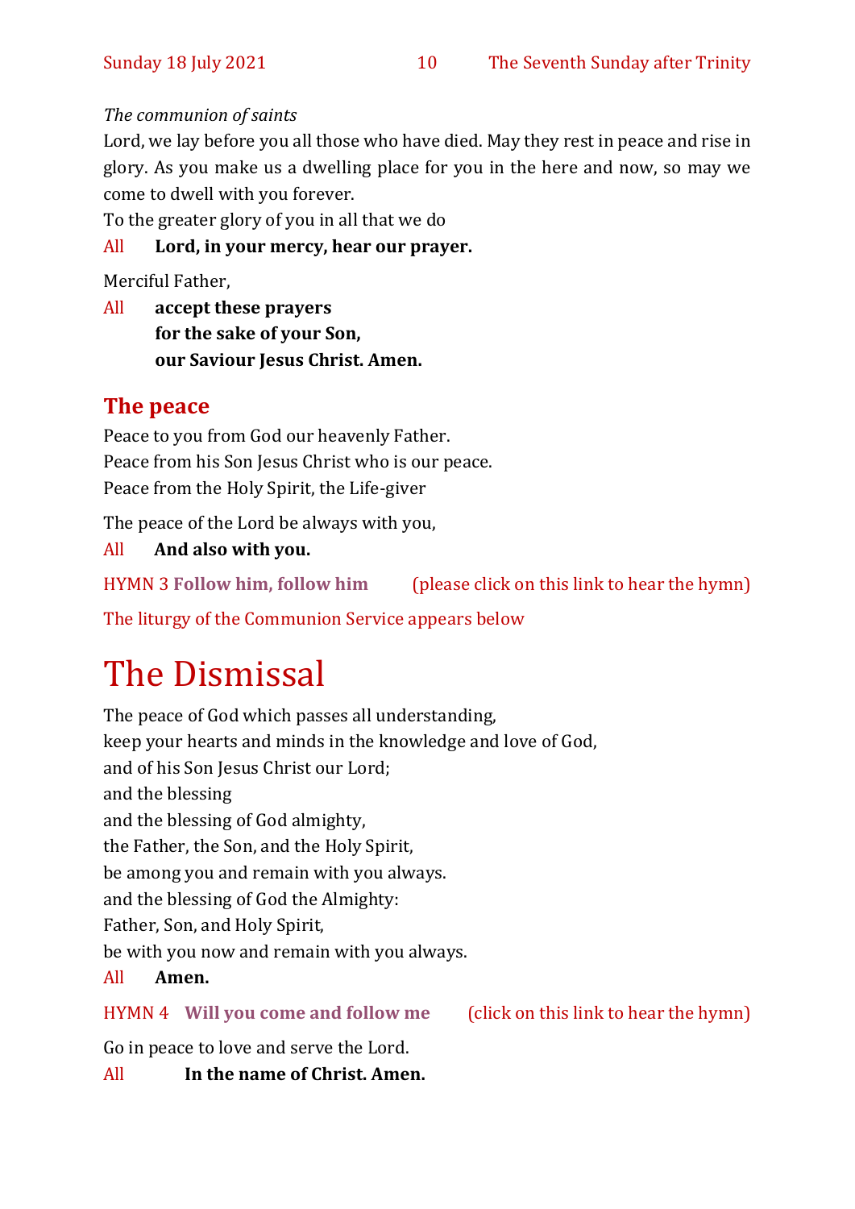*The communion of saints*

Lord, we lay before you all those who have died. May they rest in peace and rise in glory. As you make us a dwelling place for you in the here and now, so may we come to dwell with you forever.

To the greater glory of you in all that we do

All **Lord, in your mercy, hear our prayer.**

Merciful Father,

All **accept these prayers**
**for the sake of your Son,**
**our Saviour Jesus Christ. Amen.**

## The peace

Peace to you from God our heavenly Father.
Peace from his Son Jesus Christ who is our peace.
Peace from the Holy Spirit, the Life-giver

The peace of the Lord be always with you,

All **And also with you.**

HYMN 3 **Follow him, follow him** (please click on this link to hear the hymn)

The liturgy of the Communion Service appears below

# The Dismissal

The peace of God which passes all understanding,
keep your hearts and minds in the knowledge and love of God,
and of his Son Jesus Christ our Lord;
and the blessing
and the blessing of God almighty,
the Father, the Son, and the Holy Spirit,
be among you and remain with you always.
and the blessing of God the Almighty:
Father, Son, and Holy Spirit,
be with you now and remain with you always.

All **Amen.**

HYMN 4 **Will you come and follow me** (click on this link to hear the hymn)

Go in peace to love and serve the Lord.

All **In the name of Christ. Amen.**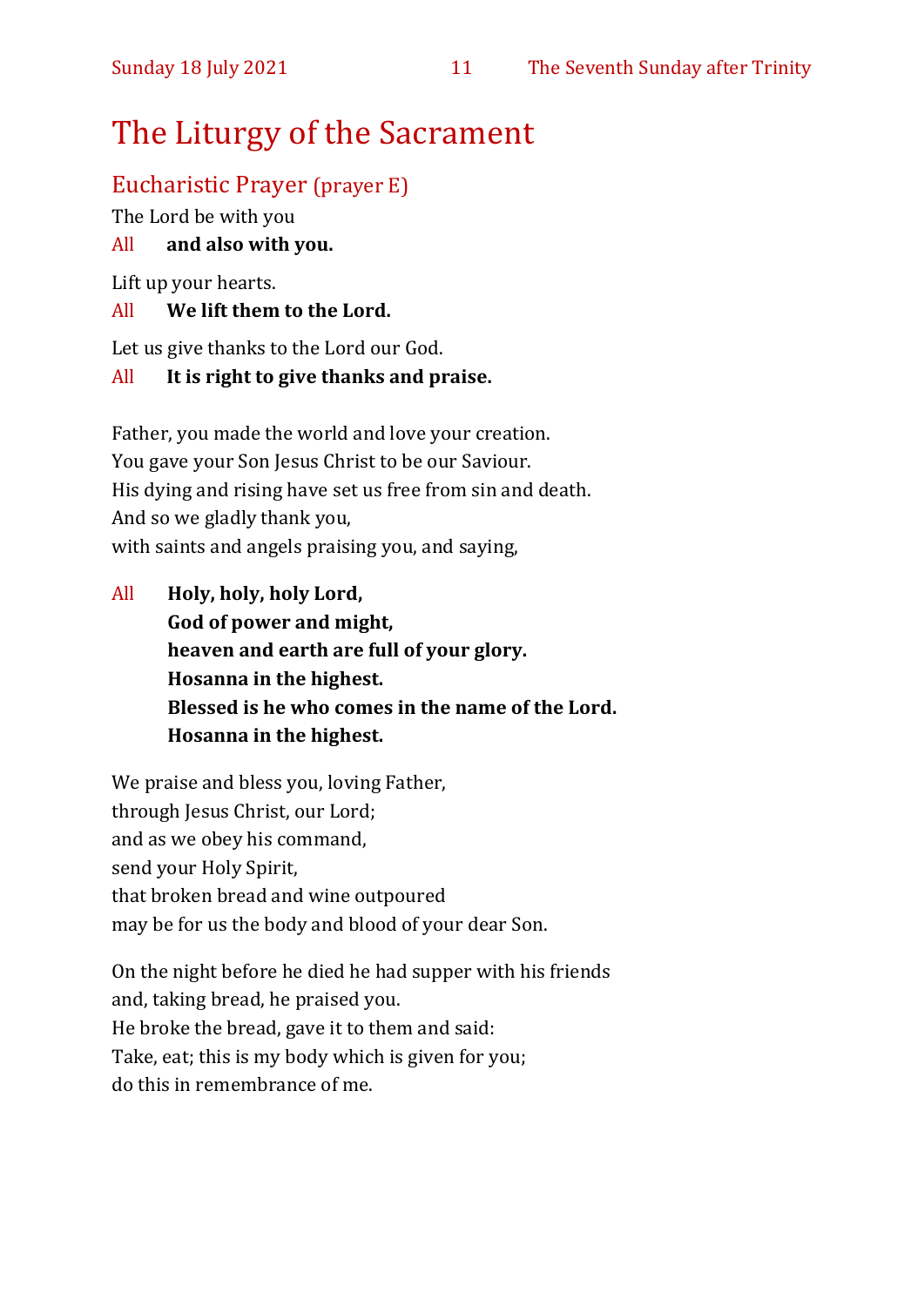# The Liturgy of the Sacrament

## Eucharistic Prayer (prayer E)

The Lord be with you

All **and also with you.**

Lift up your hearts.

All **We lift them to the Lord.**

Let us give thanks to the Lord our God.

All **It is right to give thanks and praise.**

Father, you made the world and love your creation.
You gave your Son Jesus Christ to be our Saviour.
His dying and rising have set us free from sin and death.
And so we gladly thank you,
with saints and angels praising you, and saying,

All **Holy, holy, holy Lord,**
**God of power and might,**
**heaven and earth are full of your glory.**
**Hosanna in the highest.**
**Blessed is he who comes in the name of the Lord.**
**Hosanna in the highest.**

We praise and bless you, loving Father,
through Jesus Christ, our Lord;
and as we obey his command,
send your Holy Spirit,
that broken bread and wine outpoured
may be for us the body and blood of your dear Son.

On the night before he died he had supper with his friends
and, taking bread, he praised you.
He broke the bread, gave it to them and said:
Take, eat; this is my body which is given for you;
do this in remembrance of me.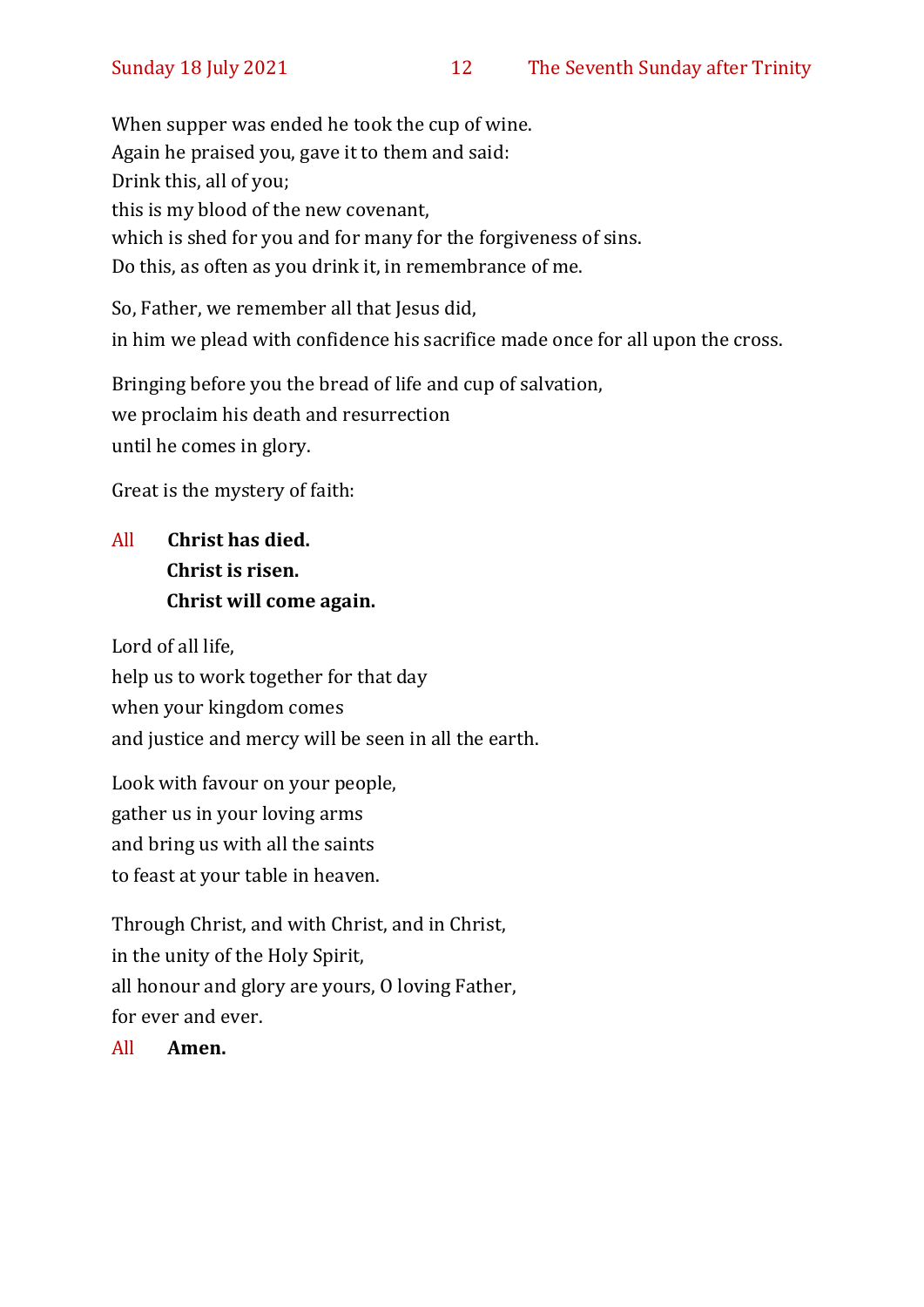When supper was ended he took the cup of wine.
Again he praised you, gave it to them and said:
Drink this, all of you;
this is my blood of the new covenant,
which is shed for you and for many for the forgiveness of sins.
Do this, as often as you drink it, in remembrance of me.

So, Father, we remember all that Jesus did,
in him we plead with confidence his sacrifice made once for all upon the cross.

Bringing before you the bread of life and cup of salvation,
we proclaim his death and resurrection
until he comes in glory.

Great is the mystery of faith:

All **Christ has died.**
**Christ is risen.**
**Christ will come again.**

Lord of all life,
help us to work together for that day
when your kingdom comes
and justice and mercy will be seen in all the earth.

Look with favour on your people,
gather us in your loving arms
and bring us with all the saints
to feast at your table in heaven.

Through Christ, and with Christ, and in Christ,
in the unity of the Holy Spirit,
all honour and glory are yours, O loving Father,
for ever and ever.

All **Amen.**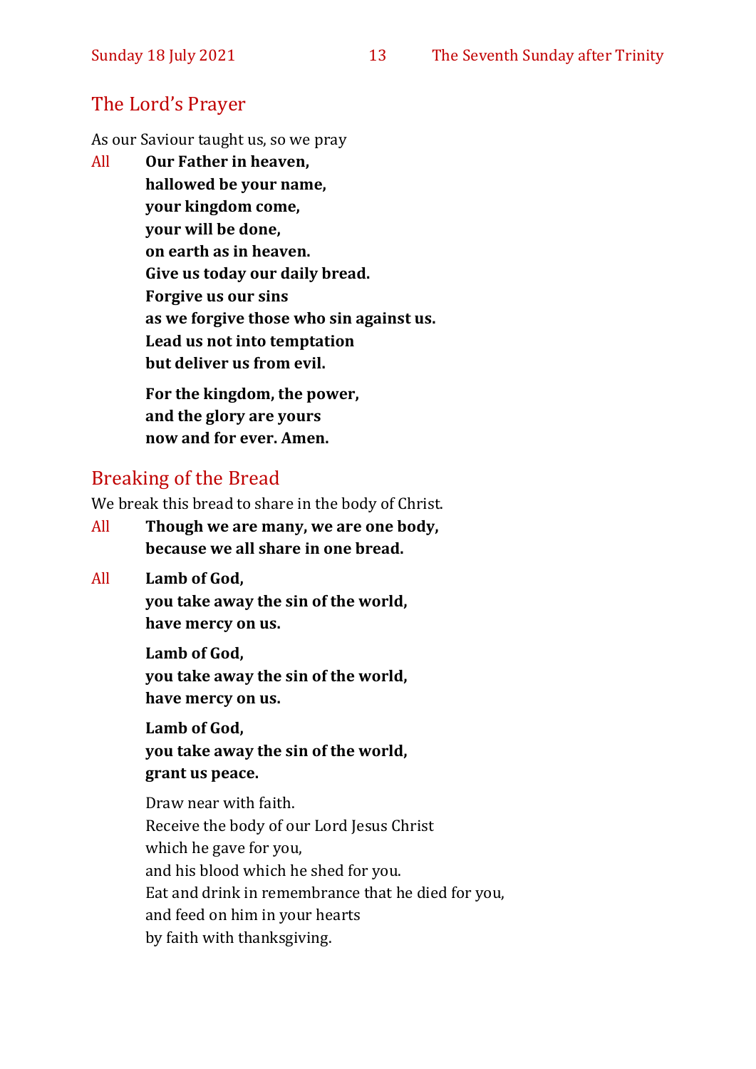## The Lord's Prayer

As our Saviour taught us, so we pray

All **Our Father in heaven,**
**hallowed be your name,**
**your kingdom come,**
**your will be done,**
**on earth as in heaven.**
**Give us today our daily bread.**
**Forgive us our sins**
**as we forgive those who sin against us.**
**Lead us not into temptation**
**but deliver us from evil.**

**For the kingdom, the power,**
**and the glory are yours**
**now and for ever. Amen.**

## Breaking of the Bread

We break this bread to share in the body of Christ.

All **Though we are many, we are one body,**
**because we all share in one bread.**

All **Lamb of God,**
**you take away the sin of the world,**
**have mercy on us.**

**Lamb of God,**
**you take away the sin of the world,**
**have mercy on us.**

**Lamb of God,**
**you take away the sin of the world,**
**grant us peace.**

Draw near with faith.
Receive the body of our Lord Jesus Christ
which he gave for you,
and his blood which he shed for you.
Eat and drink in remembrance that he died for you,
and feed on him in your hearts
by faith with thanksgiving.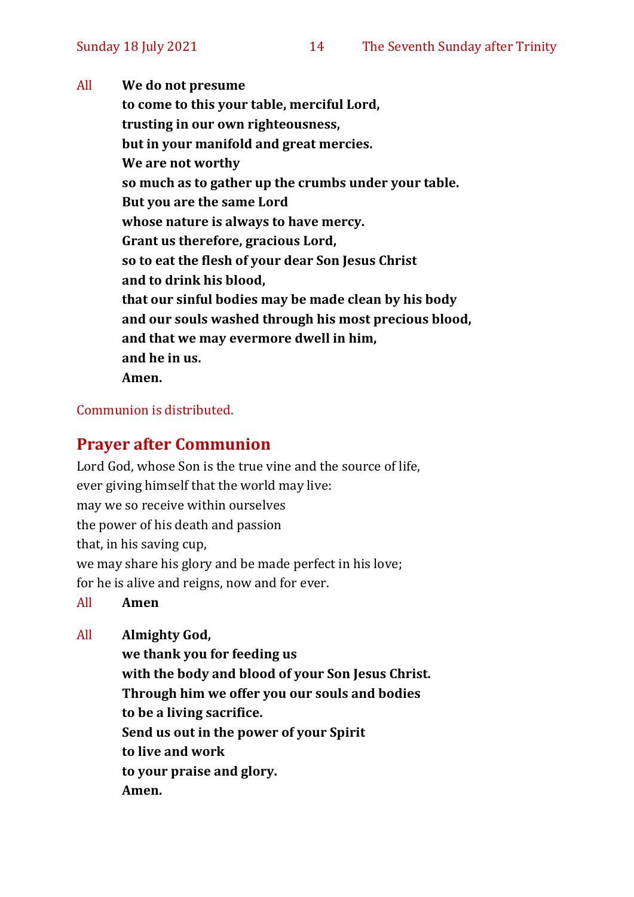All **We do not presume**
**to come to this your table, merciful Lord,**
**trusting in our own righteousness,**
**but in your manifold and great mercies.**
**We are not worthy**
**so much as to gather up the crumbs under your table.**
**But you are the same Lord**
**whose nature is always to have mercy.**
**Grant us therefore, gracious Lord,**
**so to eat the flesh of your dear Son Jesus Christ**
**and to drink his blood,**
**that our sinful bodies may be made clean by his body**
**and our souls washed through his most precious blood,**
**and that we may evermore dwell in him,**
**and he in us.**
**Amen.**

Communion is distributed.

## Prayer after Communion

Lord God, whose Son is the true vine and the source of life,
ever giving himself that the world may live:
may we so receive within ourselves
the power of his death and passion
that, in his saving cup,
we may share his glory and be made perfect in his love;
for he is alive and reigns, now and for ever.

All **Amen**

All **Almighty God,**
**we thank you for feeding us**
**with the body and blood of your Son Jesus Christ.**
**Through him we offer you our souls and bodies**
**to be a living sacrifice.**
**Send us out in the power of your Spirit**
**to live and work**
**to your praise and glory.**
**Amen.**